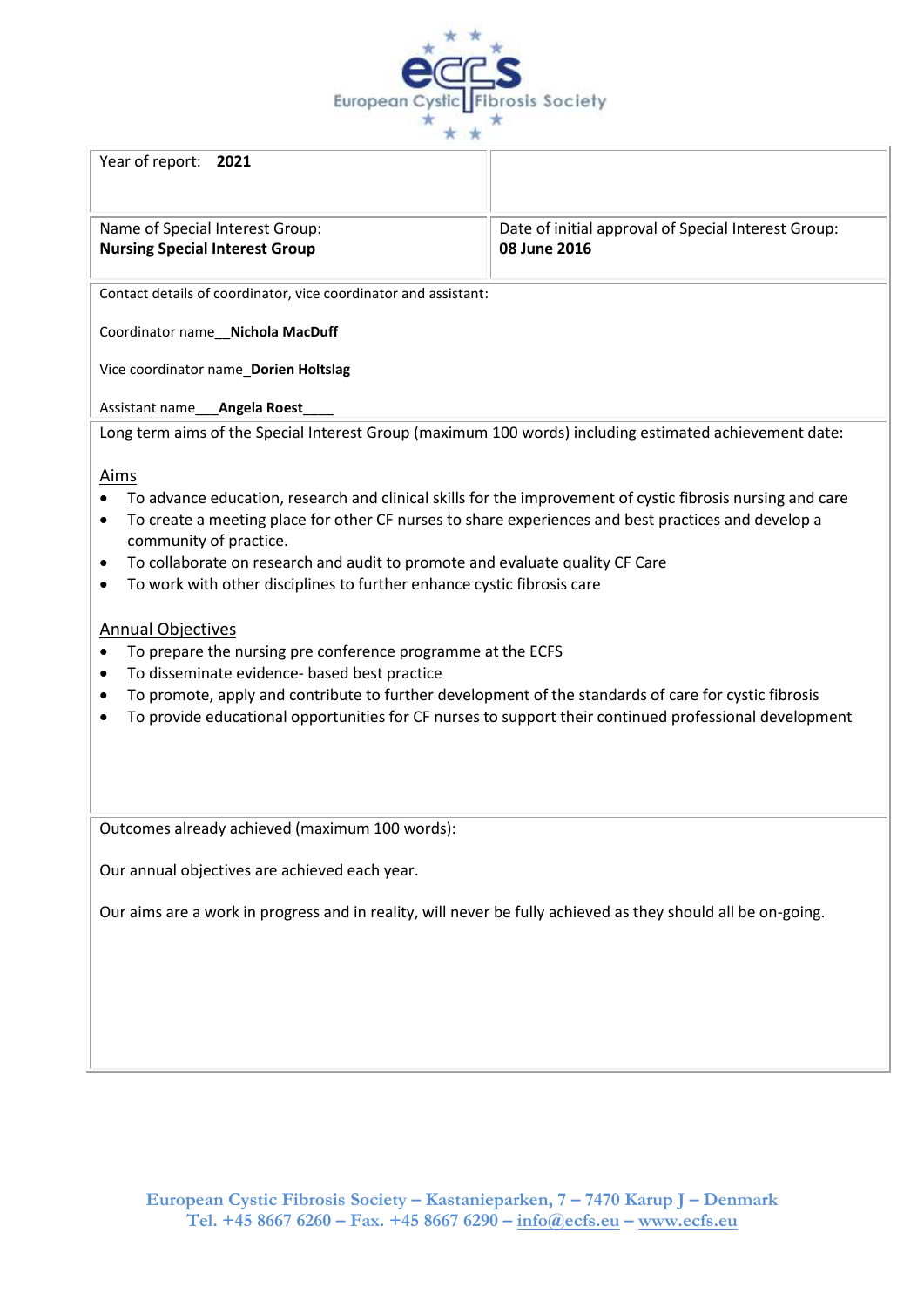| Year of report: **2021** | |
|---|---|
| Name of Special Interest Group:<br>**Nursing Special Interest Group** | Date of initial approval of Special Interest Group:<br>**08 June 2016** |

Contact details of coordinator, vice coordinator and assistant:

Coordinator name__**Nichola MacDuff**

Vice coordinator name_**Dorien Holtslag**

Assistant name___**Angela Roest**____

Long term aims of the Special Interest Group (maximum 100 words) including estimated achievement date:

Aims

- To advance education, research and clinical skills for the improvement of cystic fibrosis nursing and care
- To create a meeting place for other CF nurses to share experiences and best practices and develop a community of practice.
- To collaborate on research and audit to promote and evaluate quality CF Care
- To work with other disciplines to further enhance cystic fibrosis care

Annual Objectives

- To prepare the nursing pre conference programme at the ECFS
- To disseminate evidence- based best practice
- To promote, apply and contribute to further development of the standards of care for cystic fibrosis
- To provide educational opportunities for CF nurses to support their continued professional development

Outcomes already achieved (maximum 100 words):

Our annual objectives are achieved each year.

Our aims are a work in progress and in reality, will never be fully achieved as they should all be on-going.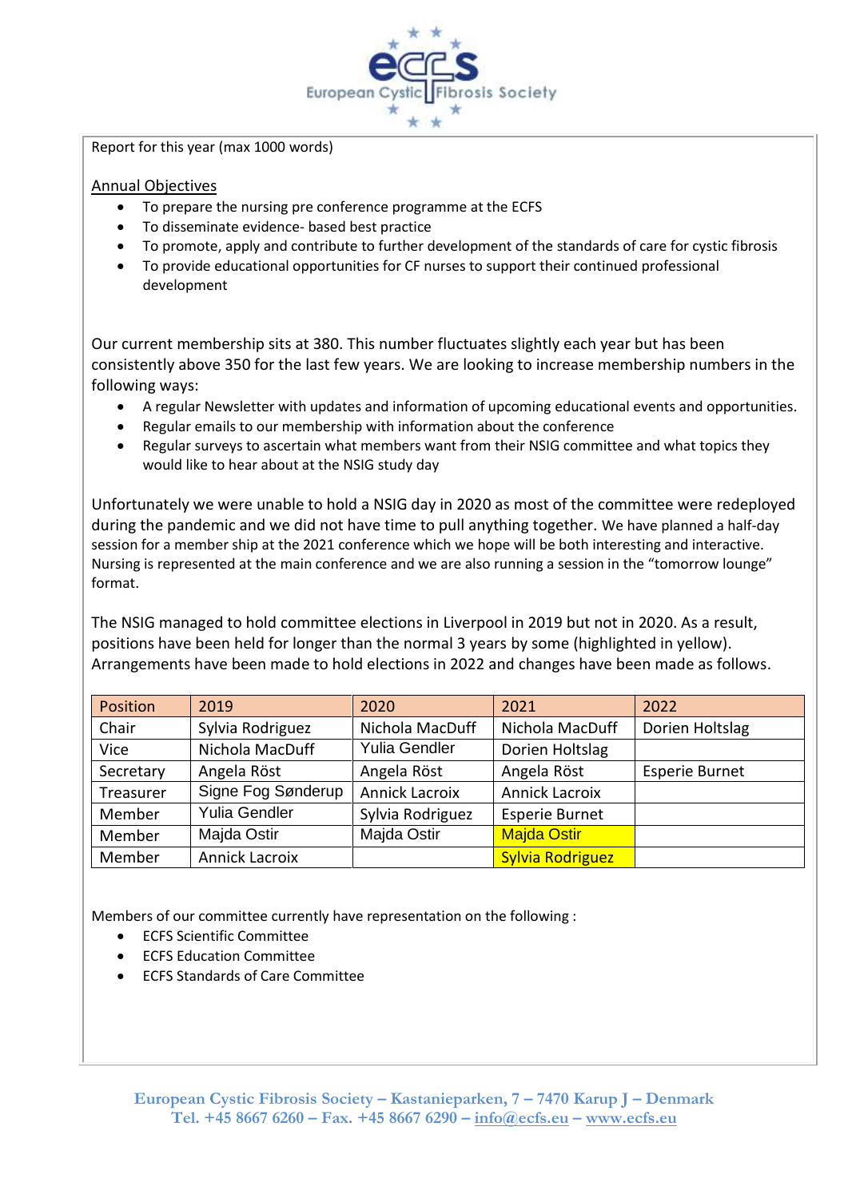Report for this year (max 1000 words)

Annual Objectives

- To prepare the nursing pre conference programme at the ECFS
- To disseminate evidence- based best practice
- To promote, apply and contribute to further development of the standards of care for cystic fibrosis
- To provide educational opportunities for CF nurses to support their continued professional development

Our current membership sits at 380. This number fluctuates slightly each year but has been consistently above 350 for the last few years. We are looking to increase membership numbers in the following ways:

- A regular Newsletter with updates and information of upcoming educational events and opportunities.
- Regular emails to our membership with information about the conference
- Regular surveys to ascertain what members want from their NSIG committee and what topics they would like to hear about at the NSIG study day

Unfortunately we were unable to hold a NSIG day in 2020 as most of the committee were redeployed during the pandemic and we did not have time to pull anything together. We have planned a half-day session for a member ship at the 2021 conference which we hope will be both interesting and interactive. Nursing is represented at the main conference and we are also running a session in the "tomorrow lounge" format.

The NSIG managed to hold committee elections in Liverpool in 2019 but not in 2020. As a result, positions have been held for longer than the normal 3 years by some (highlighted in yellow). Arrangements have been made to hold elections in 2022 and changes have been made as follows.

| Position | 2019 | 2020 | 2021 | 2022 |
|---|---|---|---|---|
| Chair | Sylvia Rodriguez | Nichola MacDuff | Nichola MacDuff | Dorien Holtslag |
| Vice | Nichola MacDuff | Yulia Gendler | Dorien Holtslag | |
| Secretary | Angela Röst | Angela Röst | Angela Röst | Esperie Burnet |
| Treasurer | Signe Fog Sønderup | Annick Lacroix | Annick Lacroix | |
| Member | Yulia Gendler | Sylvia Rodriguez | Esperie Burnet | |
| Member | Majda Ostir | Majda Ostir | Majda Ostir | |
| Member | Annick Lacroix | | Sylvia Rodriguez | |

Members of our committee currently have representation on the following :

- ECFS Scientific Committee
- ECFS Education Committee
- ECFS Standards of Care Committee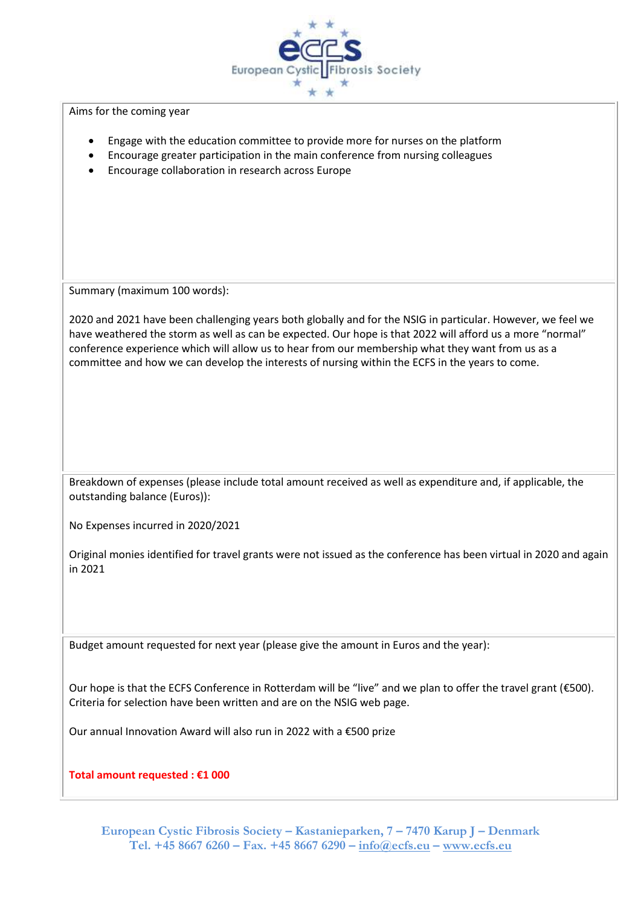Aims for the coming year

- Engage with the education committee to provide more for nurses on the platform
- Encourage greater participation in the main conference from nursing colleagues
- Encourage collaboration in research across Europe

Summary (maximum 100 words):

2020 and 2021 have been challenging years both globally and for the NSIG in particular. However, we feel we have weathered the storm as well as can be expected. Our hope is that 2022 will afford us a more "normal" conference experience which will allow us to hear from our membership what they want from us as a committee and how we can develop the interests of nursing within the ECFS in the years to come.

Breakdown of expenses (please include total amount received as well as expenditure and, if applicable, the outstanding balance (Euros)):

No Expenses incurred in 2020/2021

Original monies identified for travel grants were not issued as the conference has been virtual in 2020 and again in 2021

Budget amount requested for next year (please give the amount in Euros and the year):

Our hope is that the ECFS Conference in Rotterdam will be "live" and we plan to offer the travel grant (€500). Criteria for selection have been written and are on the NSIG web page.

Our annual Innovation Award will also run in 2022 with a €500 prize

**Total amount requested : €1 000**